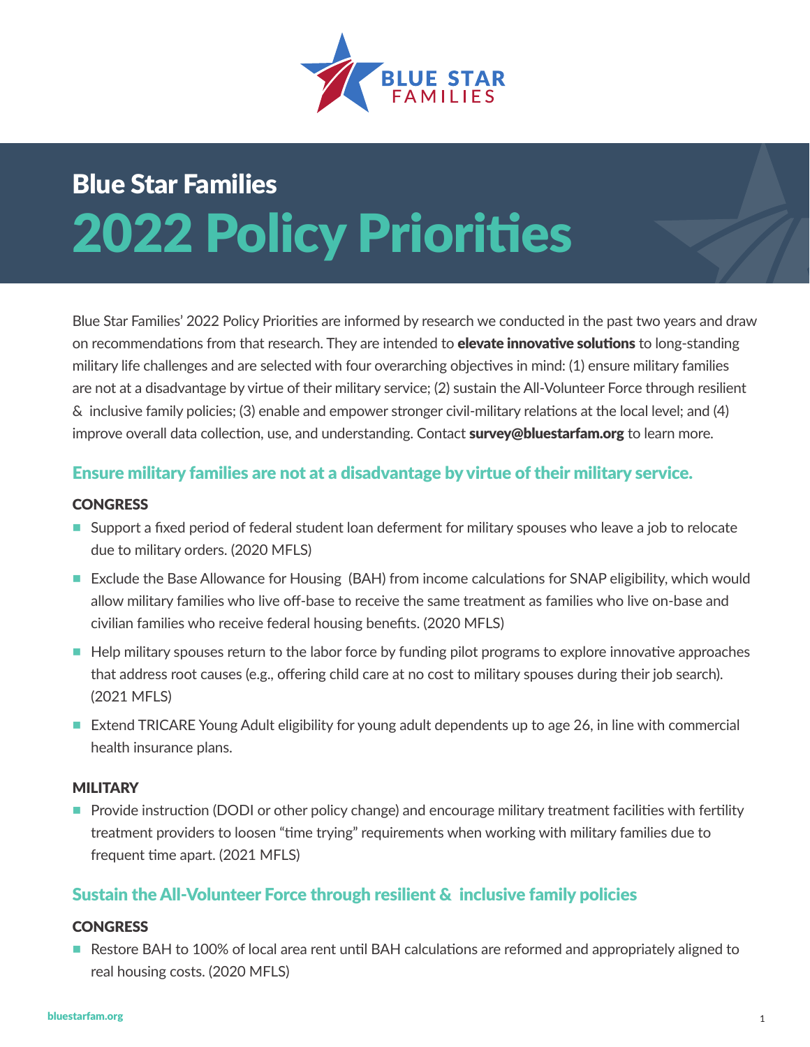# Blue Star Families

# 2022 Policy Priorities

Blue Star Families' 2022 Policy Priorities are informed by research we conducted in the past two years and draw on recommendations from that research. They are intended to **elevate innovative solutions** to long-standing military life challenges and are selected with four overarching objectives in mind: (1) ensure military families are not at a disadvantage by virtue of their military service; (2) sustain the All-Volunteer Force through resilient & inclusive family policies; (3) enable and empower stronger civil-military relations at the local level; and (4) improve overall data collection, use, and understanding. Contact **survey@bluestarfam.org** to learn more.

## Ensure military families are not at a disadvantage by virtue of their military service.

### CONGRESS

- Support a fixed period of federal student loan deferment for military spouses who leave a job to relocate due to military orders. (2020 MFLS)
- Exclude the Base Allowance for Housing (BAH) from income calculations for SNAP eligibility, which would allow military families who live off-base to receive the same treatment as families who live on-base and civilian families who receive federal housing benefits. (2020 MFLS)
- Help military spouses return to the labor force by funding pilot programs to explore innovative approaches that address root causes (e.g., offering child care at no cost to military spouses during their job search). (2021 MFLS)
- Extend TRICARE Young Adult eligibility for young adult dependents up to age 26, in line with commercial health insurance plans.

### MILITARY

- Provide instruction (DODI or other policy change) and encourage military treatment facilities with fertility treatment providers to loosen "time trying" requirements when working with military families due to frequent time apart. (2021 MFLS)

## Sustain the All-Volunteer Force through resilient & inclusive family policies

### CONGRESS

- Restore BAH to 100% of local area rent until BAH calculations are reformed and appropriately aligned to real housing costs. (2020 MFLS)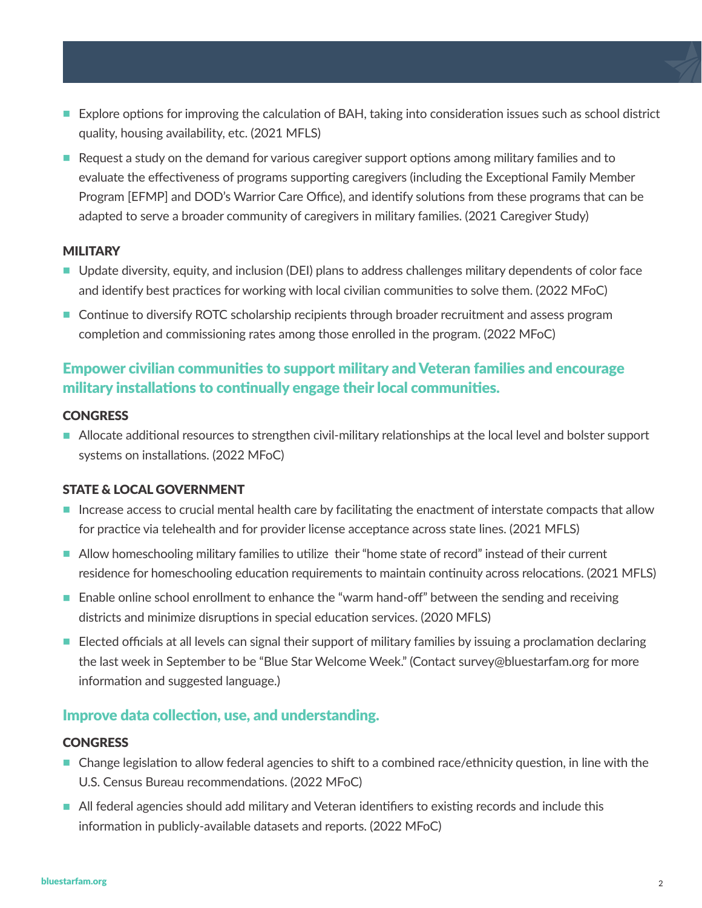- Explore options for improving the calculation of BAH, taking into consideration issues such as school district quality, housing availability, etc. (2021 MFLS)
- Request a study on the demand for various caregiver support options among military families and to evaluate the effectiveness of programs supporting caregivers (including the Exceptional Family Member Program [EFMP] and DOD's Warrior Care Office), and identify solutions from these programs that can be adapted to serve a broader community of caregivers in military families. (2021 Caregiver Study)

#### MILITARY

- Update diversity, equity, and inclusion (DEI) plans to address challenges military dependents of color face and identify best practices for working with local civilian communities to solve them. (2022 MFoC)
- Continue to diversify ROTC scholarship recipients through broader recruitment and assess program completion and commissioning rates among those enrolled in the program. (2022 MFoC)

### Empower civilian communities to support military and Veteran families and encourage military installations to continually engage their local communities.

#### CONGRESS

- Allocate additional resources to strengthen civil-military relationships at the local level and bolster support systems on installations. (2022 MFoC)

#### STATE & LOCAL GOVERNMENT

- Increase access to crucial mental health care by facilitating the enactment of interstate compacts that allow for practice via telehealth and for provider license acceptance across state lines. (2021 MFLS)
- Allow homeschooling military families to utilize their "home state of record" instead of their current residence for homeschooling education requirements to maintain continuity across relocations. (2021 MFLS)
- Enable online school enrollment to enhance the "warm hand-off" between the sending and receiving districts and minimize disruptions in special education services. (2020 MFLS)
- Elected officials at all levels can signal their support of military families by issuing a proclamation declaring the last week in September to be "Blue Star Welcome Week." (Contact survey@bluestarfam.org for more information and suggested language.)

### Improve data collection, use, and understanding.

#### CONGRESS

- Change legislation to allow federal agencies to shift to a combined race/ethnicity question, in line with the U.S. Census Bureau recommendations. (2022 MFoC)
- All federal agencies should add military and Veteran identifiers to existing records and include this information in publicly-available datasets and reports. (2022 MFoC)